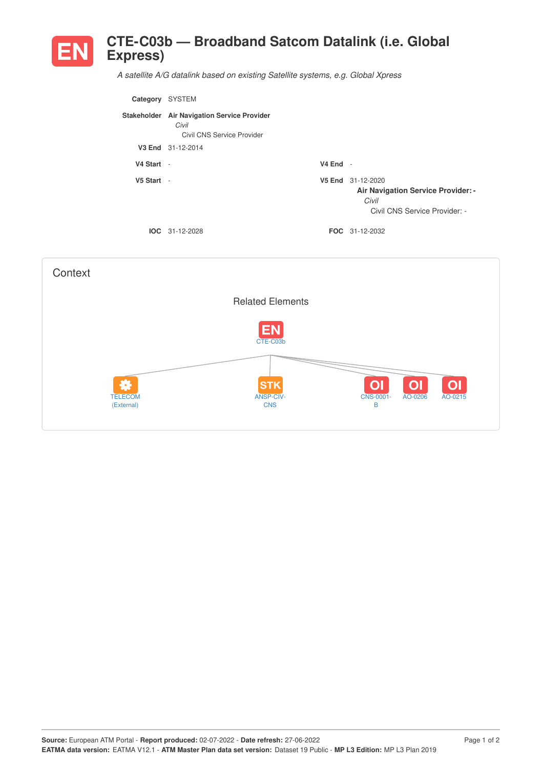# EN CTE-C03b — Broadband Satcom Datalink (i.e. Global Express)

*A satellite A/G datalink based on existing Satellite systems, e.g. Global Xpress*

**Category** SYSTEM

**Stakeholder** **Air Navigation Service Provider**
*Civil*
Civil CNS Service Provider

**V3 End** 31-12-2014

**V4 Start** -

**V4 End** -

**V5 Start** -

**V5 End** 31-12-2020
**Air Navigation Service Provider: -**
*Civil*
Civil CNS Service Provider: -

**IOC** 31-12-2028

**FOC** 31-12-2032

## Context

### Related Elements

EN CTE-C03b

- TELECOM (External)
- STK ANSP-CIV-CNS
- OI CNS-0001-B
- OI AO-0206
- OI AO-0215

**Source:** European ATM Portal - **Report produced:** 02-07-2022 - **Date refresh:** 27-06-2022
**EATMA data version:** EATMA V12.1 - **ATM Master Plan data set version:** Dataset 19 Public - **MP L3 Edition:** MP L3 Plan 2019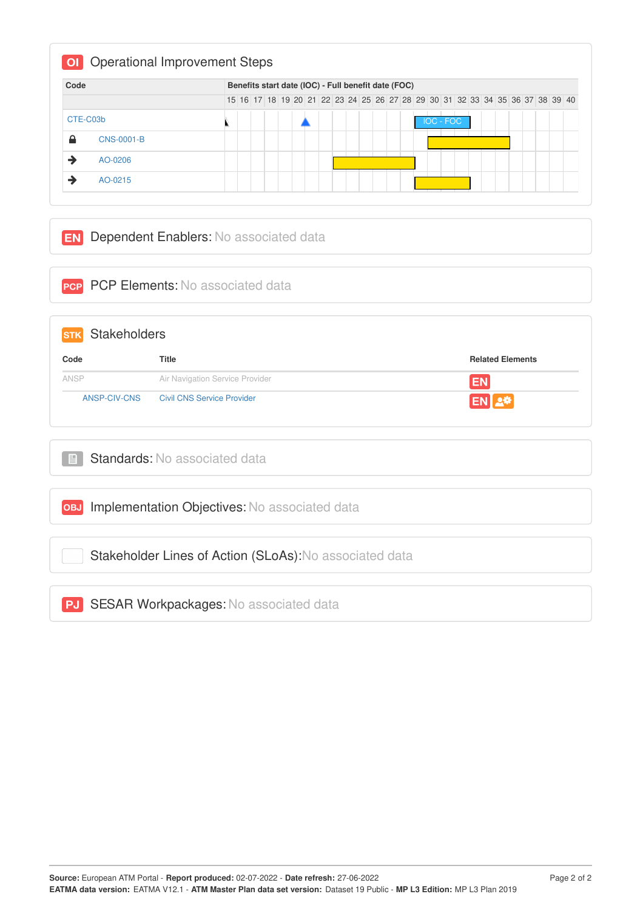## OI Operational Improvement Steps

| Code | Benefits start date (IOC) - Full benefit date (FOC) |
| --- | --- |
| | 15 16 17 18 19 20 21 22 23 24 25 26 27 28 29 30 31 32 33 34 35 36 37 38 39 40 |
| CTE-C03b | IOC - FOC |
| CNS-0001-B | |
| AO-0206 | |
| AO-0215 | |

## EN Dependent Enablers: No associated data

## PCP PCP Elements: No associated data

## STK Stakeholders

| Code | Title | Related Elements |
| --- | --- | --- |
| ANSP | Air Navigation Service Provider | EN |
| ANSP-CIV-CNS | Civil CNS Service Provider | EN |

## Standards: No associated data

## OBJ Implementation Objectives: No associated data

## Stakeholder Lines of Action (SLoAs): No associated data

## PJ SESAR Workpackages: No associated data

**Source:** European ATM Portal - **Report produced:** 02-07-2022 - **Date refresh:** 27-06-2022
**EATMA data version:** EATMA V12.1 - **ATM Master Plan data set version:** Dataset 19 Public - **MP L3 Edition:** MP L3 Plan 2019